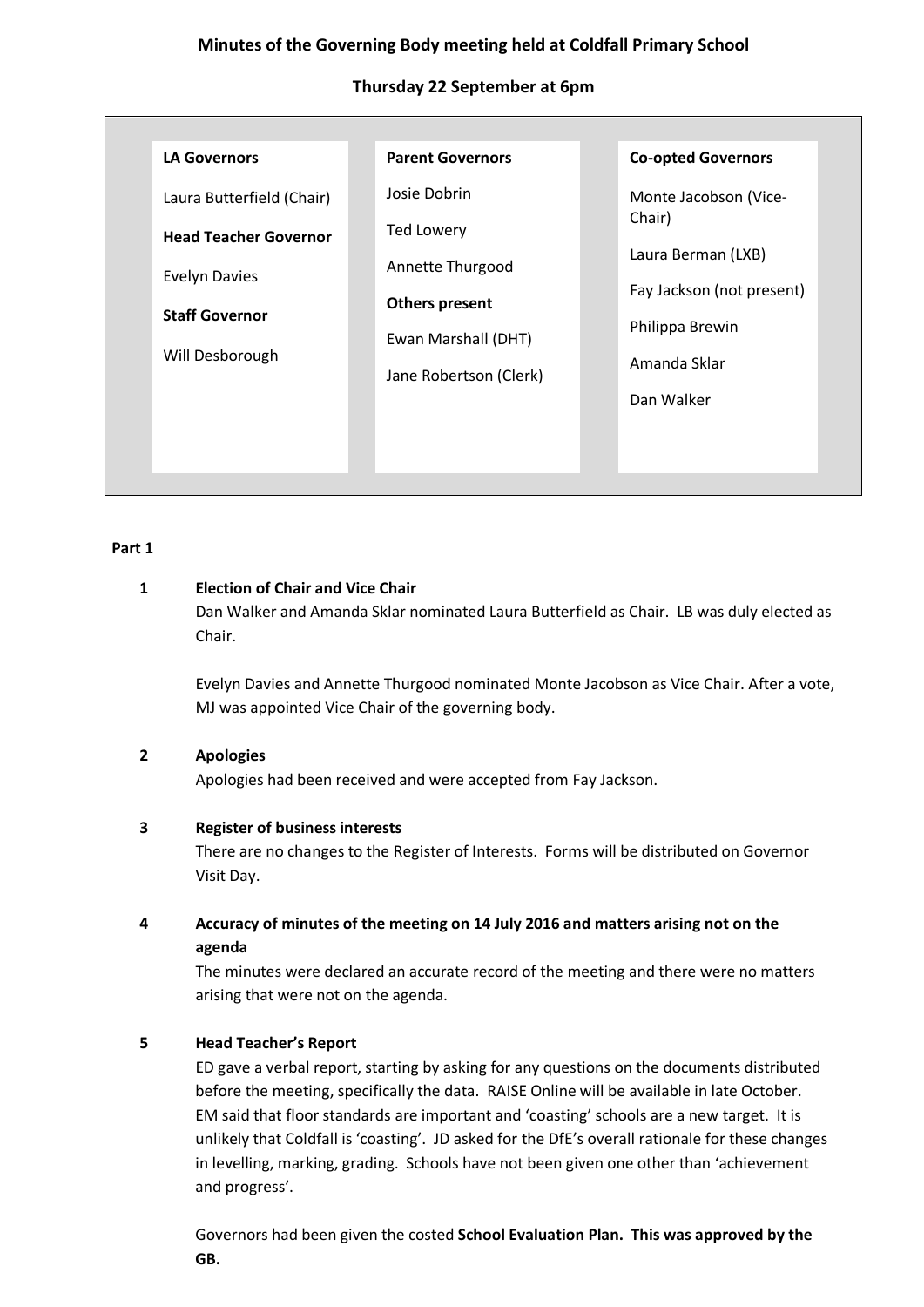# Minutes of the Governing Body meeting held at Coldfall Primary School

## Thursday 22 September at 6pm

| **LA Governors** | **Parent Governors** | **Co-opted Governors** |
|---|---|---|
| Laura Butterfield (Chair) | Josie Dobrin | Monte Jacobson (Vice-Chair) |
| **Head Teacher Governor** | Ted Lowery | Laura Berman (LXB) |
| Evelyn Davies | Annette Thurgood | Fay Jackson (not present) |
| **Staff Governor** | **Others present** | Philippa Brewin |
| Will Desborough | Ewan Marshall (DHT) | Amanda Sklar |
| | Jane Robertson (Clerk) | Dan Walker |

**Part 1**

**1 Election of Chair and Vice Chair**

Dan Walker and Amanda Sklar nominated Laura Butterfield as Chair. LB was duly elected as Chair.

Evelyn Davies and Annette Thurgood nominated Monte Jacobson as Vice Chair. After a vote, MJ was appointed Vice Chair of the governing body.

**2 Apologies**

Apologies had been received and were accepted from Fay Jackson.

**3 Register of business interests**

There are no changes to the Register of Interests. Forms will be distributed on Governor Visit Day.

**4 Accuracy of minutes of the meeting on 14 July 2016 and matters arising not on the agenda**

The minutes were declared an accurate record of the meeting and there were no matters arising that were not on the agenda.

**5 Head Teacher's Report**

ED gave a verbal report, starting by asking for any questions on the documents distributed before the meeting, specifically the data. RAISE Online will be available in late October. EM said that floor standards are important and 'coasting' schools are a new target. It is unlikely that Coldfall is 'coasting'. JD asked for the DfE's overall rationale for these changes in levelling, marking, grading. Schools have not been given one other than 'achievement and progress'.

Governors had been given the costed **School Evaluation Plan. This was approved by the GB.**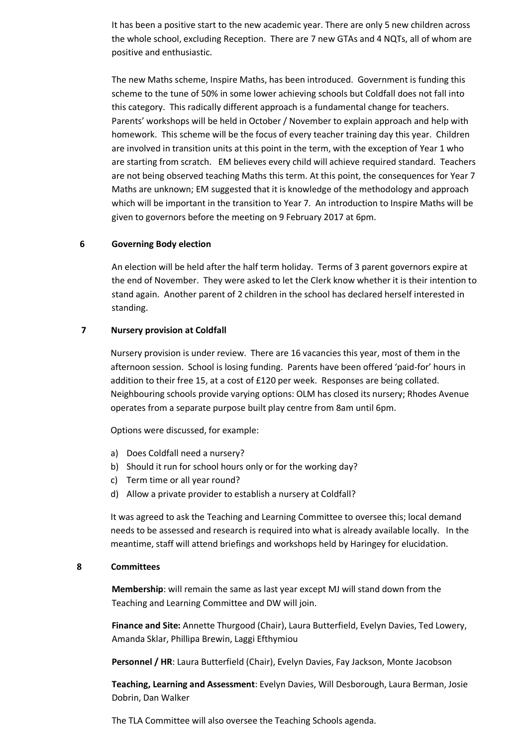It has been a positive start to the new academic year. There are only 5 new children across the whole school, excluding Reception. There are 7 new GTAs and 4 NQTs, all of whom are positive and enthusiastic.

The new Maths scheme, Inspire Maths, has been introduced. Government is funding this scheme to the tune of 50% in some lower achieving schools but Coldfall does not fall into this category. This radically different approach is a fundamental change for teachers. Parents' workshops will be held in October / November to explain approach and help with homework. This scheme will be the focus of every teacher training day this year. Children are involved in transition units at this point in the term, with the exception of Year 1 who are starting from scratch. EM believes every child will achieve required standard. Teachers are not being observed teaching Maths this term. At this point, the consequences for Year 7 Maths are unknown; EM suggested that it is knowledge of the methodology and approach which will be important in the transition to Year 7. An introduction to Inspire Maths will be given to governors before the meeting on 9 February 2017 at 6pm.

## 6 Governing Body election

An election will be held after the half term holiday. Terms of 3 parent governors expire at the end of November. They were asked to let the Clerk know whether it is their intention to stand again. Another parent of 2 children in the school has declared herself interested in standing.

## 7 Nursery provision at Coldfall

Nursery provision is under review. There are 16 vacancies this year, most of them in the afternoon session. School is losing funding. Parents have been offered 'paid-for' hours in addition to their free 15, at a cost of £120 per week. Responses are being collated. Neighbouring schools provide varying options: OLM has closed its nursery; Rhodes Avenue operates from a separate purpose built play centre from 8am until 6pm.

Options were discussed, for example:

a) Does Coldfall need a nursery?
b) Should it run for school hours only or for the working day?
c) Term time or all year round?
d) Allow a private provider to establish a nursery at Coldfall?

It was agreed to ask the Teaching and Learning Committee to oversee this; local demand needs to be assessed and research is required into what is already available locally. In the meantime, staff will attend briefings and workshops held by Haringey for elucidation.

## 8 Committees

**Membership**: will remain the same as last year except MJ will stand down from the Teaching and Learning Committee and DW will join.

**Finance and Site:** Annette Thurgood (Chair), Laura Butterfield, Evelyn Davies, Ted Lowery, Amanda Sklar, Phillipa Brewin, Laggi Efthymiou

**Personnel / HR**: Laura Butterfield (Chair), Evelyn Davies, Fay Jackson, Monte Jacobson

**Teaching, Learning and Assessment**: Evelyn Davies, Will Desborough, Laura Berman, Josie Dobrin, Dan Walker

The TLA Committee will also oversee the Teaching Schools agenda.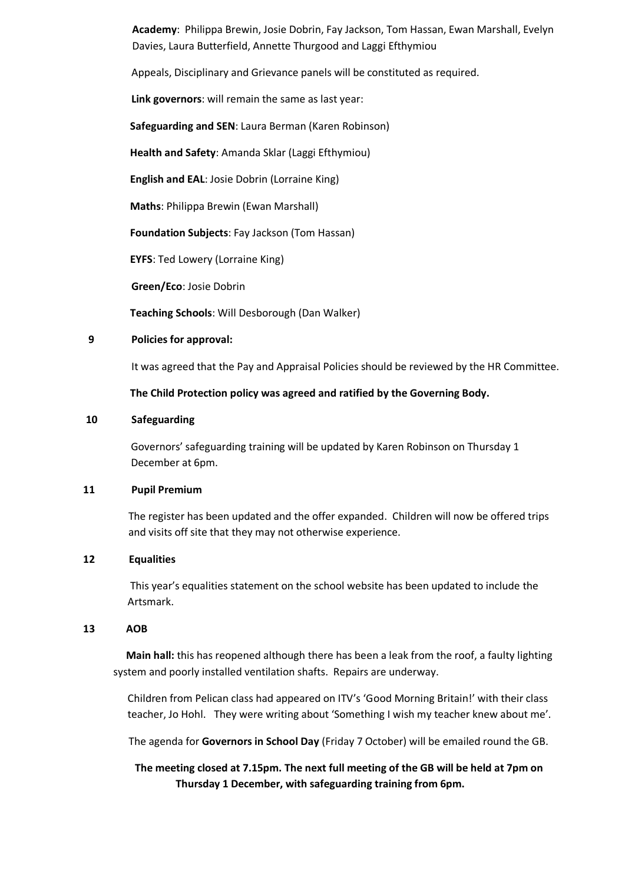**Academy**: Philippa Brewin, Josie Dobrin, Fay Jackson, Tom Hassan, Ewan Marshall, Evelyn Davies, Laura Butterfield, Annette Thurgood and Laggi Efthymiou

Appeals, Disciplinary and Grievance panels will be constituted as required.

**Link governors**: will remain the same as last year:

**Safeguarding and SEN**: Laura Berman (Karen Robinson)

**Health and Safety**: Amanda Sklar (Laggi Efthymiou)

**English and EAL**: Josie Dobrin (Lorraine King)

**Maths**: Philippa Brewin (Ewan Marshall)

**Foundation Subjects**: Fay Jackson (Tom Hassan)

**EYFS**: Ted Lowery (Lorraine King)

**Green/Eco**: Josie Dobrin

**Teaching Schools**: Will Desborough (Dan Walker)

**9 Policies for approval:**

It was agreed that the Pay and Appraisal Policies should be reviewed by the HR Committee.

**The Child Protection policy was agreed and ratified by the Governing Body.**

**10 Safeguarding**

Governors' safeguarding training will be updated by Karen Robinson on Thursday 1 December at 6pm.

**11 Pupil Premium**

The register has been updated and the offer expanded. Children will now be offered trips and visits off site that they may not otherwise experience.

**12 Equalities**

This year's equalities statement on the school website has been updated to include the Artsmark.

**13 AOB**

**Main hall:** this has reopened although there has been a leak from the roof, a faulty lighting system and poorly installed ventilation shafts. Repairs are underway.

Children from Pelican class had appeared on ITV's 'Good Morning Britain!' with their class teacher, Jo Hohl. They were writing about 'Something I wish my teacher knew about me'.

The agenda for **Governors in School Day** (Friday 7 October) will be emailed round the GB.

**The meeting closed at 7.15pm. The next full meeting of the GB will be held at 7pm on Thursday 1 December, with safeguarding training from 6pm.**